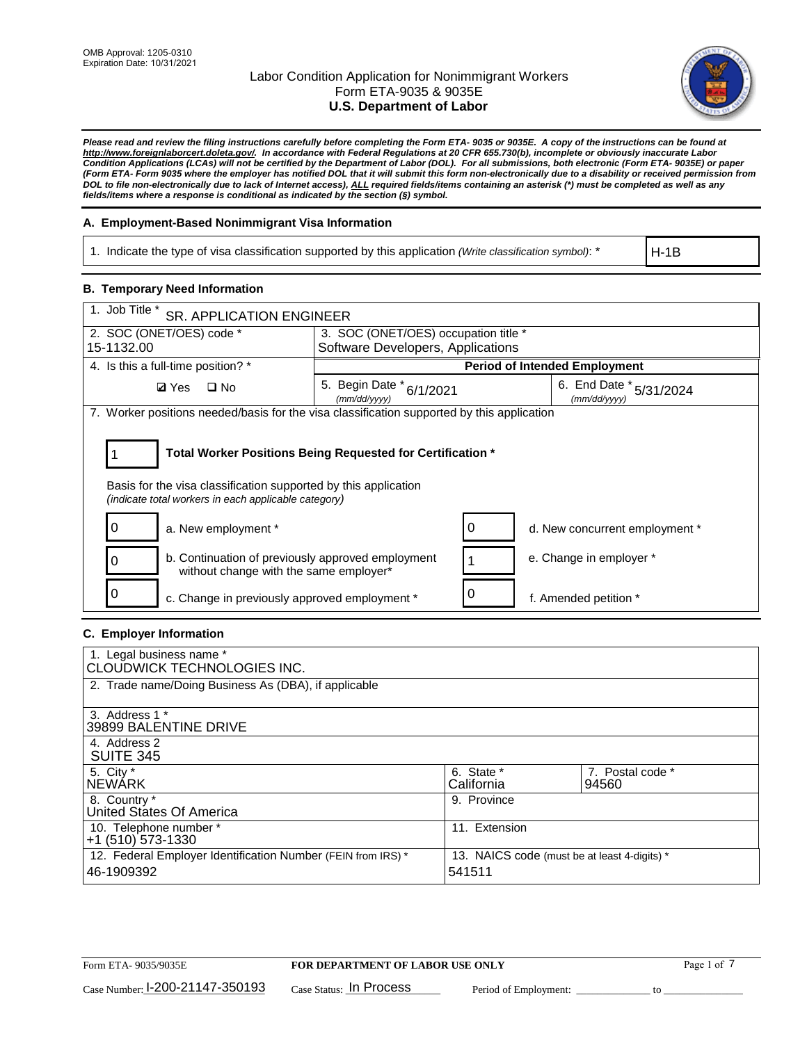OMB Approval: 1205-0310
Expiration Date: 10/31/2021

# Labor Condition Application for Nonimmigrant Workers
## Form ETA-9035 & 9035E
## U.S. Department of Labor

***Please read and review the filing instructions carefully before completing the Form ETA- 9035 or 9035E. A copy of the instructions can be found at http://www.foreignlaborcert.doleta.gov/. In accordance with Federal Regulations at 20 CFR 655.730(b), incomplete or obviously inaccurate Labor Condition Applications (LCAs) will not be certified by the Department of Labor (DOL). For all submissions, both electronic (Form ETA- 9035E) or paper (Form ETA- Form 9035 where the employer has notified DOL that it will submit this form non-electronically due to a disability or received permission from DOL to file non-electronically due to lack of Internet access), ALL required fields/items containing an asterisk (*) must be completed as well as any fields/items where a response is conditional as indicated by the section (§) symbol.***

### A. Employment-Based Nonimmigrant Visa Information

| 1. Indicate the type of visa classification supported by this application *(Write classification symbol)*: * | H-1B |
|---|---|

### B. Temporary Need Information

| 1. Job Title * SR. APPLICATION ENGINEER | | |
|---|---|---|
| 2. SOC (ONET/OES) code * 15-1132.00 | 3. SOC (ONET/OES) occupation title * Software Developers, Applications | |
| 4. Is this a full-time position? * | **Period of Intended Employment** | |
| ☑ Yes ☐ No | 5. Begin Date * *(mm/dd/yyyy)* 6/1/2021 | 6. End Date * *(mm/dd/yyyy)* 5/31/2024 |

7. Worker positions needed/basis for the visa classification supported by this application

| 1 | **Total Worker Positions Being Requested for Certification *** |
|---|---|

Basis for the visa classification supported by this application
*(indicate total workers in each applicable category)*

| | | | |
|---|---|---|---|
| 0 | a. New employment * | 0 | d. New concurrent employment * |
| 0 | b. Continuation of previously approved employment without change with the same employer* | 1 | e. Change in employer * |
| 0 | c. Change in previously approved employment * | 0 | f. Amended petition * |

### C. Employer Information

| | | |
|---|---|---|
| 1. Legal business name * CLOUDWICK TECHNOLOGIES INC. | | |
| 2. Trade name/Doing Business As (DBA), if applicable | | |
| 3. Address 1 * 39899 BALENTINE DRIVE | | |
| 4. Address 2 SUITE 345 | | |
| 5. City * NEWARK | 6. State * California | 7. Postal code * 94560 |
| 8. Country * United States Of America | 9. Province | |
| 10. Telephone number * +1 (510) 573-1330 | 11. Extension | |
| 12. Federal Employer Identification Number (FEIN from IRS) * 46-1909392 | 13. NAICS code (must be at least 4-digits) * 541511 | |

Form ETA- 9035/9035E **FOR DEPARTMENT OF LABOR USE ONLY**

Case Number: I-200-21147-350193 Case Status: In Process Period of Employment: _____________ to _____________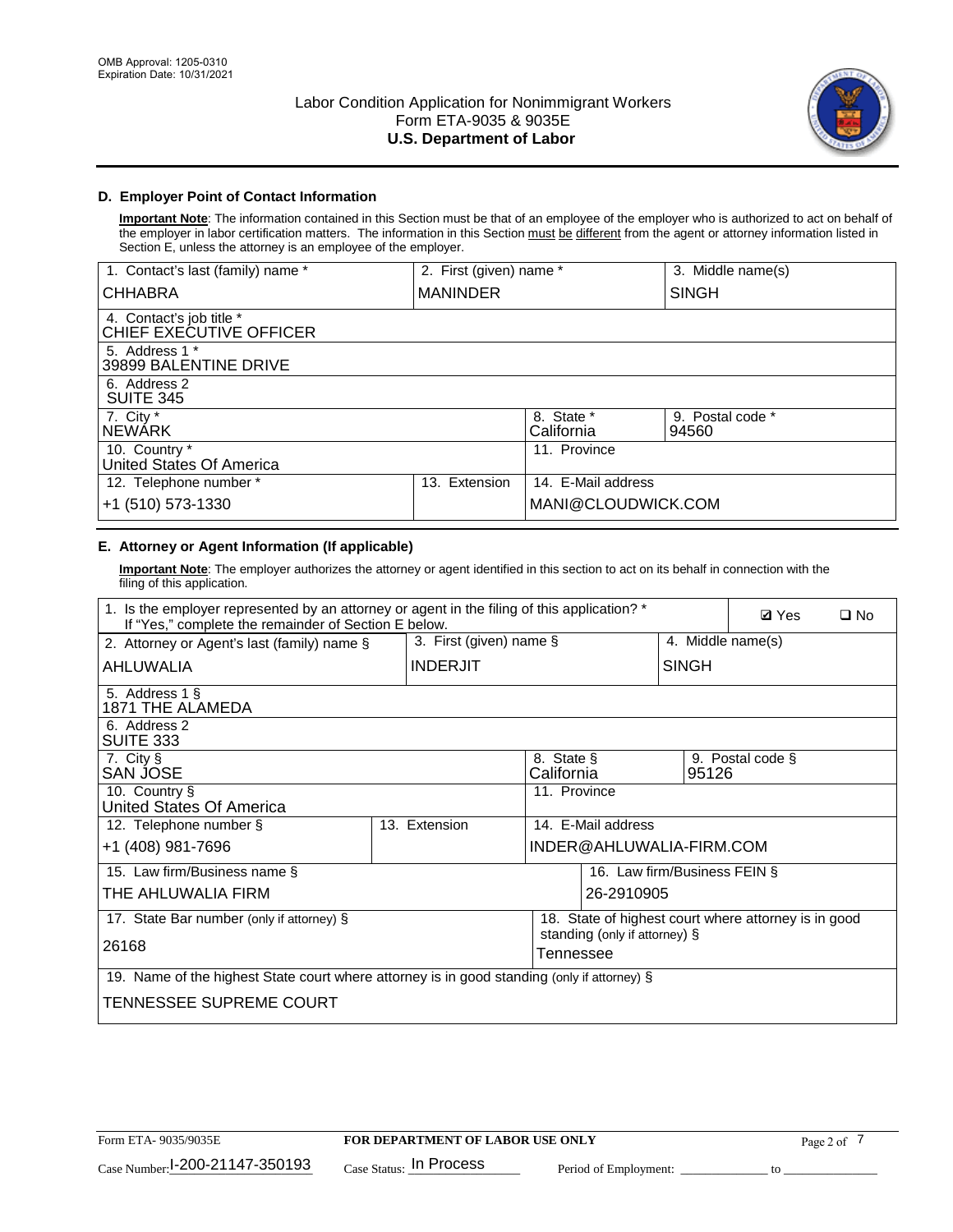OMB Approval: 1205-0310
Expiration Date: 10/31/2021

# Labor Condition Application for Nonimmigrant Workers
## Form ETA-9035 & 9035E
## U.S. Department of Labor

### D. Employer Point of Contact Information

**Important Note**: The information contained in this Section must be that of an employee of the employer who is authorized to act on behalf of the employer in labor certification matters. The information in this Section must be different from the agent or attorney information listed in Section E, unless the attorney is an employee of the employer.

| 1. Contact's last (family) name * | 2. First (given) name * | 3. Middle name(s) |
|---|---|---|
| CHHABRA | MANINDER | SINGH |
| 4. Contact's job title * CHIEF EXECUTIVE OFFICER | | |
| 5. Address 1 * 39899 BALENTINE DRIVE | | |
| 6. Address 2 SUITE 345 | | |
| 7. City * NEWARK | 8. State * California | 9. Postal code * 94560 |
| 10. Country * United States Of America | 11. Province | |
| 12. Telephone number * +1 (510) 573-1330 | 13. Extension | 14. E-Mail address MANI@CLOUDWICK.COM |

### E. Attorney or Agent Information (If applicable)

**Important Note**: The employer authorizes the attorney or agent identified in this section to act on its behalf in connection with the filing of this application.

| 1. Is the employer represented by an attorney or agent in the filing of this application? * If "Yes," complete the remainder of Section E below. | | ☑ Yes ☐ No |
|---|---|---|
| 2. Attorney or Agent's last (family) name § AHLUWALIA | 3. First (given) name § INDERJIT | 4. Middle name(s) SINGH |
| 5. Address 1 § 1871 THE ALAMEDA | | |
| 6. Address 2 SUITE 333 | | |
| 7. City § SAN JOSE | 8. State § California | 9. Postal code § 95126 |
| 10. Country § United States Of America | 11. Province | |
| 12. Telephone number § +1 (408) 981-7696 | 13. Extension | 14. E-Mail address INDER@AHLUWALIA-FIRM.COM |
| 15. Law firm/Business name § THE AHLUWALIA FIRM | | 16. Law firm/Business FEIN § 26-2910905 |
| 17. State Bar number (only if attorney) § 26168 | | 18. State of highest court where attorney is in good standing (only if attorney) § Tennessee |
| 19. Name of the highest State court where attorney is in good standing (only if attorney) § TENNESSEE SUPREME COURT | | |

Form ETA- 9035/9035E | **FOR DEPARTMENT OF LABOR USE ONLY**
Case Number: I-200-21147-350193 Case Status: In Process Period of Employment: \_\_\_\_\_\_\_\_ to \_\_\_\_\_\_\_\_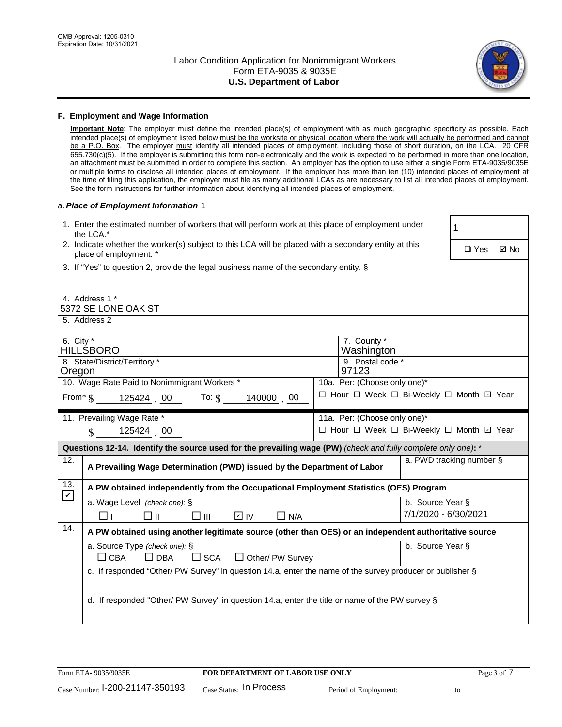## F. Employment and Wage Information

**Important Note**: The employer must define the intended place(s) of employment with as much geographic specificity as possible. Each intended place(s) of employment listed below must be the worksite or physical location where the work will actually be performed and cannot be a P.O. Box. The employer must identify all intended places of employment, including those of short duration, on the LCA. 20 CFR 655.730(c)(5). If the employer is submitting this form non-electronically and the work is expected to be performed in more than one location, an attachment must be submitted in order to complete this section. An employer has the option to use either a single Form ETA-9035/9035E or multiple forms to disclose all intended places of employment. If the employer has more than ten (10) intended places of employment at the time of filing this application, the employer must file as many additional LCAs as are necessary to list all intended places of employment. See the form instructions for further information about identifying all intended places of employment.

a. *Place of Employment Information* 1

| | |
|---|---|
| 1. Enter the estimated number of workers that will perform work at this place of employment under the LCA.* | 1 |
| 2. Indicate whether the worker(s) subject to this LCA will be placed with a secondary entity at this place of employment. * | ☐ Yes ☑ No |
| 3. If "Yes" to question 2, provide the legal business name of the secondary entity. § | |
| 4. Address 1 * 5372 SE LONE OAK ST | |
| 5. Address 2 | |
| 6. City * HILLSBORO | 7. County * Washington |
| 8. State/District/Territory * Oregon | 9. Postal code * 97123 |
| 10. Wage Rate Paid to Nonimmigrant Workers * From* $ 125424 . 00 To: $ 140000 . 00 | 10a. Per: (Choose only one)* ☐ Hour ☐ Week ☐ Bi-Weekly ☐ Month ☑ Year |
| 11. Prevailing Wage Rate * $ 125424 . 00 | 11a. Per: (Choose only one)* ☐ Hour ☐ Week ☐ Bi-Weekly ☐ Month ☑ Year |

**Questions 12-14. Identify the source used for the prevailing wage (PW)** *(check and fully complete only one)*: *

| | | |
|---|---|---|
| 12. ☐ | A Prevailing Wage Determination (PWD) issued by the Department of Labor | a. PWD tracking number § |
| 13. ☑ | A PW obtained independently from the Occupational Employment Statistics (OES) Program | |
| | a. Wage Level *(check one)*: § ☐ I ☐ II ☐ III ☑ IV ☐ N/A | b. Source Year § 7/1/2020 - 6/30/2021 |
| 14. ☐ | A PW obtained using another legitimate source (other than OES) or an independent authoritative source | |
| | a. Source Type *(check one)*: § ☐ CBA ☐ DBA ☐ SCA ☐ Other/ PW Survey | b. Source Year § |
| | c. If responded "Other/ PW Survey" in question 14.a, enter the name of the survey producer or publisher § | |
| | d. If responded "Other/ PW Survey" in question 14.a, enter the title or name of the PW survey § | |

Form ETA- 9035/9035E | FOR DEPARTMENT OF LABOR USE ONLY

Case Number: I-200-21147-350193 Case Status: In Process Period of Employment: ____________ to ____________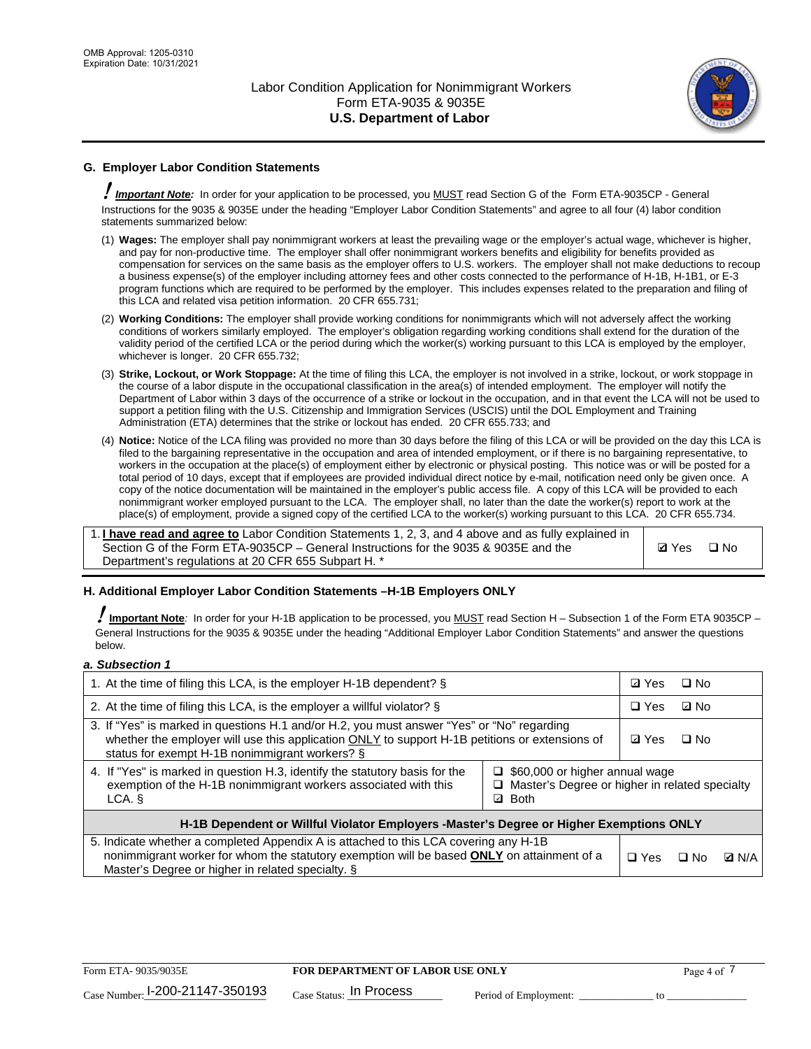## G. Employer Labor Condition Statements

*! **Important Note:*** In order for your application to be processed, you MUST read Section G of the Form ETA-9035CP - General Instructions for the 9035 & 9035E under the heading "Employer Labor Condition Statements" and agree to all four (4) labor condition statements summarized below:

(1) **Wages:** The employer shall pay nonimmigrant workers at least the prevailing wage or the employer's actual wage, whichever is higher, and pay for non-productive time. The employer shall offer nonimmigrant workers benefits and eligibility for benefits provided as compensation for services on the same basis as the employer offers to U.S. workers. The employer shall not make deductions to recoup a business expense(s) of the employer including attorney fees and other costs connected to the performance of H-1B, H-1B1, or E-3 program functions which are required to be performed by the employer. This includes expenses related to the preparation and filing of this LCA and related visa petition information. 20 CFR 655.731;

(2) **Working Conditions:** The employer shall provide working conditions for nonimmigrants which will not adversely affect the working conditions of workers similarly employed. The employer's obligation regarding working conditions shall extend for the duration of the validity period of the certified LCA or the period during which the worker(s) working pursuant to this LCA is employed by the employer, whichever is longer. 20 CFR 655.732;

(3) **Strike, Lockout, or Work Stoppage:** At the time of filing this LCA, the employer is not involved in a strike, lockout, or work stoppage in the course of a labor dispute in the occupational classification in the area(s) of intended employment. The employer will notify the Department of Labor within 3 days of the occurrence of a strike or lockout in the occupation, and in that event the LCA will not be used to support a petition filing with the U.S. Citizenship and Immigration Services (USCIS) until the DOL Employment and Training Administration (ETA) determines that the strike or lockout has ended. 20 CFR 655.733; and

(4) **Notice:** Notice of the LCA filing was provided no more than 30 days before the filing of this LCA or will be provided on the day this LCA is filed to the bargaining representative in the occupation and area of intended employment, or if there is no bargaining representative, to workers in the occupation at the place(s) of employment either by electronic or physical posting. This notice was or will be posted for a total period of 10 days, except that if employees are provided individual direct notice by e-mail, notification need only be given once. A copy of the notice documentation will be maintained in the employer's public access file. A copy of this LCA will be provided to each nonimmigrant worker employed pursuant to the LCA. The employer shall, no later than the date the worker(s) report to work at the place(s) of employment, provide a signed copy of the certified LCA to the worker(s) working pursuant to this LCA. 20 CFR 655.734.

| | |
|---|---|
| 1. **I have read and agree to** Labor Condition Statements 1, 2, 3, and 4 above and as fully explained in Section G of the Form ETA-9035CP – General Instructions for the 9035 & 9035E and the Department's regulations at 20 CFR 655 Subpart H. * | ☑ Yes ☐ No |

## H. Additional Employer Labor Condition Statements –H-1B Employers ONLY

*! **Important Note:*** In order for your H-1B application to be processed, you MUST read Section H – Subsection 1 of the Form ETA 9035CP – General Instructions for the 9035 & 9035E under the heading "Additional Employer Labor Condition Statements" and answer the questions below.

### *a. Subsection 1*

| | | |
|---|---|---|
| 1. At the time of filing this LCA, is the employer H-1B dependent? § | | ☑ Yes ☐ No |
| 2. At the time of filing this LCA, is the employer a willful violator? § | | ☐ Yes ☑ No |
| 3. If "Yes" is marked in questions H.1 and/or H.2, you must answer "Yes" or "No" regarding whether the employer will use this application ONLY to support H-1B petitions or extensions of status for exempt H-1B nonimmigrant workers? § | | ☑ Yes ☐ No |
| 4. If "Yes" is marked in question H.3, identify the statutory basis for the exemption of the H-1B nonimmigrant workers associated with this LCA. § | ☐ $60,000 or higher annual wage<br>☐ Master's Degree or higher in related specialty<br>☑ Both | |
| **H-1B Dependent or Willful Violator Employers -Master's Degree or Higher Exemptions ONLY** | | |
| 5. Indicate whether a completed Appendix A is attached to this LCA covering any H-1B nonimmigrant worker for whom the statutory exemption will be based **ONLY** on attainment of a Master's Degree or higher in related specialty. § | | ☐ Yes ☐ No ☑ N/A |

Form ETA- 9035/9035E | **FOR DEPARTMENT OF LABOR USE ONLY**

Case Number: I-200-21147-350193 Case Status: In Process Period of Employment: _____________ to _____________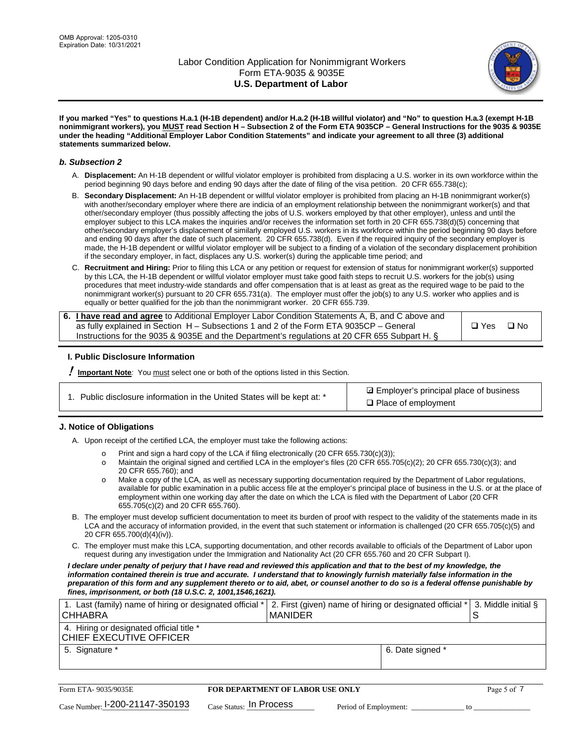**If you marked "Yes" to questions H.a.1 (H-1B dependent) and/or H.a.2 (H-1B willful violator) and "No" to question H.a.3 (exempt H-1B nonimmigrant workers), you MUST read Section H – Subsection 2 of the Form ETA 9035CP – General Instructions for the 9035 & 9035E under the heading "Additional Employer Labor Condition Statements" and indicate your agreement to all three (3) additional statements summarized below.**

### *b. Subsection 2*

A. **Displacement:** An H-1B dependent or willful violator employer is prohibited from displacing a U.S. worker in its own workforce within the period beginning 90 days before and ending 90 days after the date of filing of the visa petition. 20 CFR 655.738(c);

B. **Secondary Displacement:** An H-1B dependent or willful violator employer is prohibited from placing an H-1B nonimmigrant worker(s) with another/secondary employer where there are indicia of an employment relationship between the nonimmigrant worker(s) and that other/secondary employer (thus possibly affecting the jobs of U.S. workers employed by that other employer), unless and until the employer subject to this LCA makes the inquiries and/or receives the information set forth in 20 CFR 655.738(d)(5) concerning that other/secondary employer's displacement of similarly employed U.S. workers in its workforce within the period beginning 90 days before and ending 90 days after the date of such placement. 20 CFR 655.738(d). Even if the required inquiry of the secondary employer is made, the H-1B dependent or willful violator employer will be subject to a finding of a violation of the secondary displacement prohibition if the secondary employer, in fact, displaces any U.S. worker(s) during the applicable time period; and

C. **Recruitment and Hiring:** Prior to filing this LCA or any petition or request for extension of status for nonimmigrant worker(s) supported by this LCA, the H-1B dependent or willful violator employer must take good faith steps to recruit U.S. workers for the job(s) using procedures that meet industry-wide standards and offer compensation that is at least as great as the required wage to be paid to the nonimmigrant worker(s) pursuant to 20 CFR 655.731(a). The employer must offer the job(s) to any U.S. worker who applies and is equally or better qualified for the job than the nonimmigrant worker. 20 CFR 655.739.

| 6. **I have read and agree** to Additional Employer Labor Condition Statements A, B, and C above and as fully explained in Section H – Subsections 1 and 2 of the Form ETA 9035CP – General Instructions for the 9035 & 9035E and the Department's regulations at 20 CFR 655 Subpart H. § | ❑ Yes ❑ No |
|---|---|

### I. Public Disclosure Information

**! Important Note***:* You must select one or both of the options listed in this Section.

| 1. Public disclosure information in the United States will be kept at: * | ☑ Employer's principal place of business<br>❑ Place of employment |
|---|---|

### J. Notice of Obligations

A. Upon receipt of the certified LCA, the employer must take the following actions:

- o Print and sign a hard copy of the LCA if filing electronically (20 CFR 655.730(c)(3));
- o Maintain the original signed and certified LCA in the employer's files (20 CFR 655.705(c)(2); 20 CFR 655.730(c)(3); and 20 CFR 655.760); and
- o Make a copy of the LCA, as well as necessary supporting documentation required by the Department of Labor regulations, available for public examination in a public access file at the employer's principal place of business in the U.S. or at the place of employment within one working day after the date on which the LCA is filed with the Department of Labor (20 CFR 655.705(c)(2) and 20 CFR 655.760).

B. The employer must develop sufficient documentation to meet its burden of proof with respect to the validity of the statements made in its LCA and the accuracy of information provided, in the event that such statement or information is challenged (20 CFR 655.705(c)(5) and 20 CFR 655.700(d)(4)(iv)).

C. The employer must make this LCA, supporting documentation, and other records available to officials of the Department of Labor upon request during any investigation under the Immigration and Nationality Act (20 CFR 655.760 and 20 CFR Subpart I).

***I declare under penalty of perjury that I have read and reviewed this application and that to the best of my knowledge, the information contained therein is true and accurate. I understand that to knowingly furnish materially false information in the preparation of this form and any supplement thereto or to aid, abet, or counsel another to do so is a federal offense punishable by fines, imprisonment, or both (18 U.S.C. 2, 1001,1546,1621).***

| 1. Last (family) name of hiring or designated official *<br>CHHABRA | 2. First (given) name of hiring or designated official *<br>MANIDER | 3. Middle initial §<br>S |
|---|---|---|
| 4. Hiring or designated official title *<br>CHIEF EXECUTIVE OFFICER | | |
| 5. Signature * | 6. Date signed * | |

Form ETA- 9035/9035E | **FOR DEPARTMENT OF LABOR USE ONLY**

Case Number: I-200-21147-350193 Case Status: In Process Period of Employment: ______________ to ______________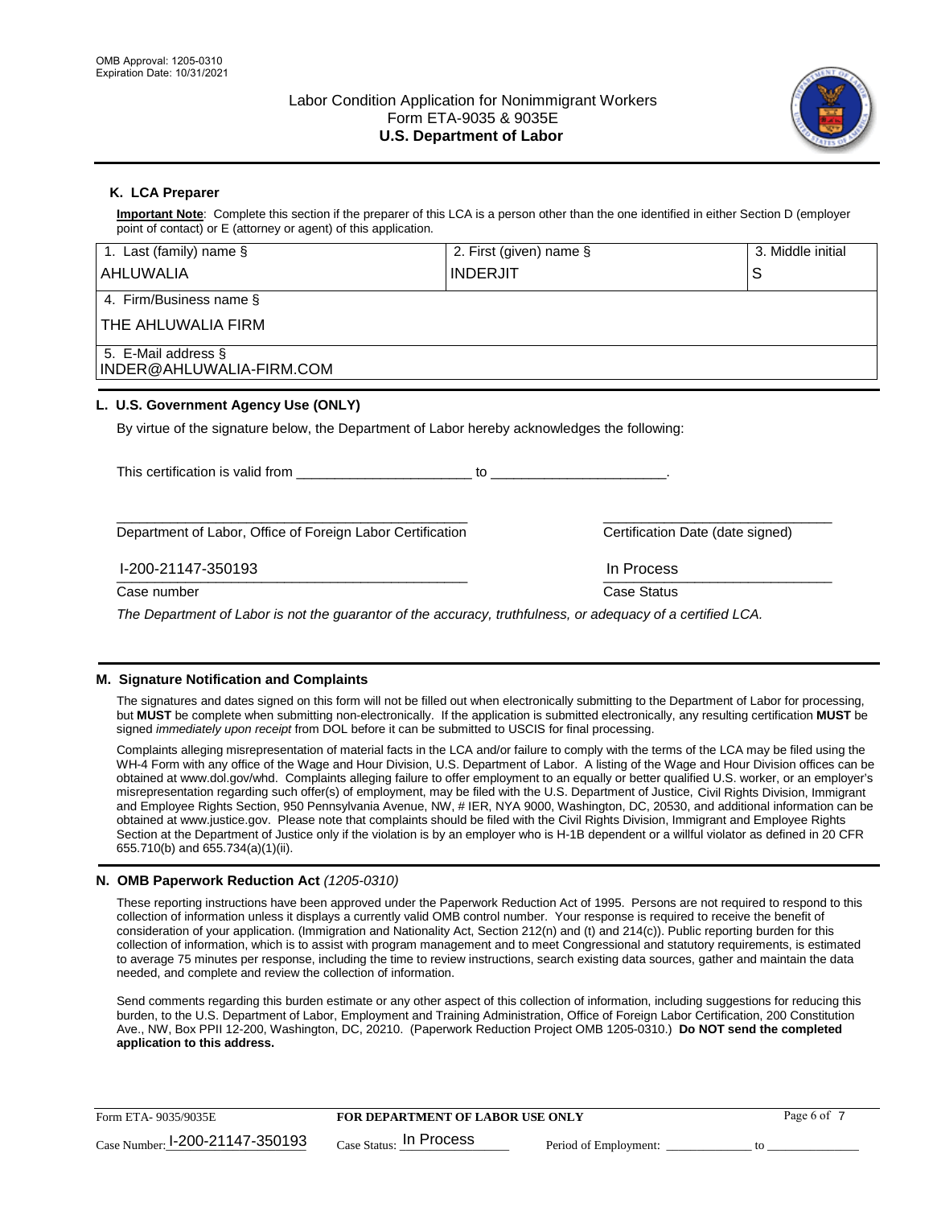## K. LCA Preparer

**Important Note**: Complete this section if the preparer of this LCA is a person other than the one identified in either Section D (employer point of contact) or E (attorney or agent) of this application.

| 1. Last (family) name § | 2. First (given) name § | 3. Middle initial |
|---|---|---|
| AHLUWALIA | INDERJIT | S |
| 4. Firm/Business name § | | |
| THE AHLUWALIA FIRM | | |
| 5. E-Mail address § | | |
| INDER@AHLUWALIA-FIRM.COM | | |

## L. U.S. Government Agency Use (ONLY)

By virtue of the signature below, the Department of Labor hereby acknowledges the following:

This certification is valid from ______________________ to ______________________.

Department of Labor, Office of Foreign Labor Certification

Certification Date (date signed)

I-200-21147-350193

Case number

In Process

Case Status

*The Department of Labor is not the guarantor of the accuracy, truthfulness, or adequacy of a certified LCA.*

## M. Signature Notification and Complaints

The signatures and dates signed on this form will not be filled out when electronically submitting to the Department of Labor for processing, but **MUST** be complete when submitting non-electronically. If the application is submitted electronically, any resulting certification **MUST** be signed *immediately upon receipt* from DOL before it can be submitted to USCIS for final processing.

Complaints alleging misrepresentation of material facts in the LCA and/or failure to comply with the terms of the LCA may be filed using the WH-4 Form with any office of the Wage and Hour Division, U.S. Department of Labor. A listing of the Wage and Hour Division offices can be obtained at www.dol.gov/whd. Complaints alleging failure to offer employment to an equally or better qualified U.S. worker, or an employer's misrepresentation regarding such offer(s) of employment, may be filed with the U.S. Department of Justice, Civil Rights Division, Immigrant and Employee Rights Section, 950 Pennsylvania Avenue, NW, # IER, NYA 9000, Washington, DC, 20530, and additional information can be obtained at www.justice.gov. Please note that complaints should be filed with the Civil Rights Division, Immigrant and Employee Rights Section at the Department of Justice only if the violation is by an employer who is H-1B dependent or a willful violator as defined in 20 CFR 655.710(b) and 655.734(a)(1)(ii).

## N. OMB Paperwork Reduction Act *(1205-0310)*

These reporting instructions have been approved under the Paperwork Reduction Act of 1995. Persons are not required to respond to this collection of information unless it displays a currently valid OMB control number. Your response is required to receive the benefit of consideration of your application. (Immigration and Nationality Act, Section 212(n) and (t) and 214(c)). Public reporting burden for this collection of information, which is to assist with program management and to meet Congressional and statutory requirements, is estimated to average 75 minutes per response, including the time to review instructions, search existing data sources, gather and maintain the data needed, and complete and review the collection of information.

Send comments regarding this burden estimate or any other aspect of this collection of information, including suggestions for reducing this burden, to the U.S. Department of Labor, Employment and Training Administration, Office of Foreign Labor Certification, 200 Constitution Ave., NW, Box PPII 12-200, Washington, DC, 20210. (Paperwork Reduction Project OMB 1205-0310.) **Do NOT send the completed application to this address.**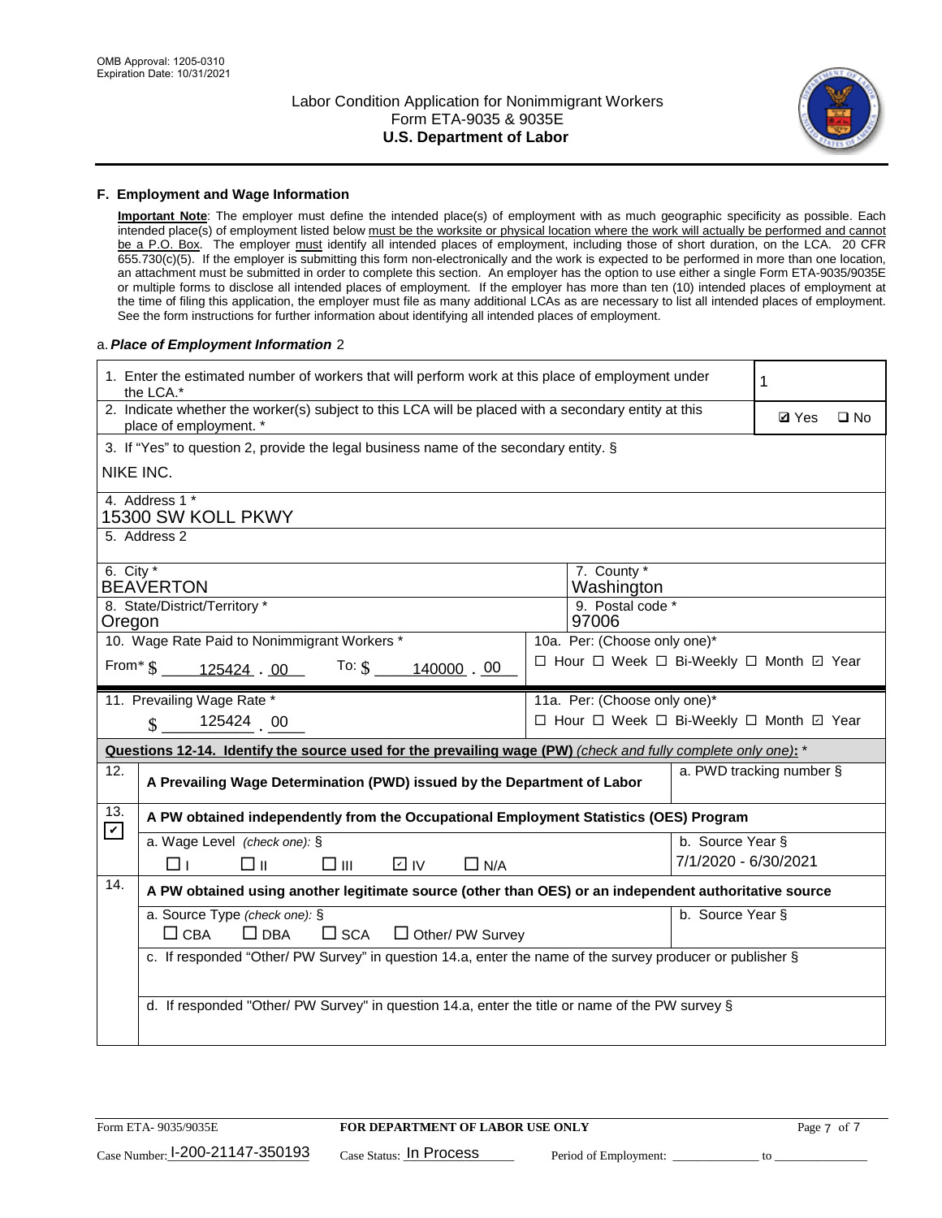## F. Employment and Wage Information

**Important Note**: The employer must define the intended place(s) of employment with as much geographic specificity as possible. Each intended place(s) of employment listed below must be the worksite or physical location where the work will actually be performed and cannot be a P.O. Box. The employer must identify all intended places of employment, including those of short duration, on the LCA. 20 CFR 655.730(c)(5). If the employer is submitting this form non-electronically and the work is expected to be performed in more than one location, an attachment must be submitted in order to complete this section. An employer has the option to use either a single Form ETA-9035/9035E or multiple forms to disclose all intended places of employment. If the employer has more than ten (10) intended places of employment at the time of filing this application, the employer must file as many additional LCAs as are necessary to list all intended places of employment. See the form instructions for further information about identifying all intended places of employment.

a. ***Place of Employment Information*** 2

| | |
|---|---|
| 1. Enter the estimated number of workers that will perform work at this place of employment under the LCA.* | 1 |
| 2. Indicate whether the worker(s) subject to this LCA will be placed with a secondary entity at this place of employment. * | ☑ Yes ☐ No |
| 3. If "Yes" to question 2, provide the legal business name of the secondary entity. § NIKE INC. | |
| 4. Address 1 * 15300 SW KOLL PKWY | |
| 5. Address 2 | |
| 6. City * BEAVERTON | 7. County * Washington |
| 8. State/District/Territory * Oregon | 9. Postal code * 97006 |
| 10. Wage Rate Paid to Nonimmigrant Workers * From* $ 125424 . 00 To: $ 140000 . 00 | 10a. Per: (Choose only one)* ☐ Hour ☐ Week ☐ Bi-Weekly ☐ Month ☑ Year |
| 11. Prevailing Wage Rate * $ 125424 . 00 | 11a. Per: (Choose only one)* ☐ Hour ☐ Week ☐ Bi-Weekly ☐ Month ☑ Year |

**Questions 12-14. Identify the source used for the prevailing wage (PW)** *(check and fully complete only one)*: *

| | | |
|---|---|---|
| 12. | **A Prevailing Wage Determination (PWD) issued by the Department of Labor** | a. PWD tracking number § |
| 13. ☑ | **A PW obtained independently from the Occupational Employment Statistics (OES) Program** | |
| | a. Wage Level *(check one):* § ☐ I ☐ II ☐ III ☑ IV ☐ N/A | b. Source Year § 7/1/2020 - 6/30/2021 |
| 14. | **A PW obtained using another legitimate source (other than OES) or an independent authoritative source** | |
| | a. Source Type *(check one):* § ☐ CBA ☐ DBA ☐ SCA ☐ Other/ PW Survey | b. Source Year § |
| | c. If responded "Other/ PW Survey" in question 14.a, enter the name of the survey producer or publisher § | |
| | d. If responded "Other/ PW Survey" in question 14.a, enter the title or name of the PW survey § | |

Form ETA- 9035/9035E | **FOR DEPARTMENT OF LABOR USE ONLY**

Case Number: I-200-21147-350193 Case Status: In Process Period of Employment: _____________ to _____________